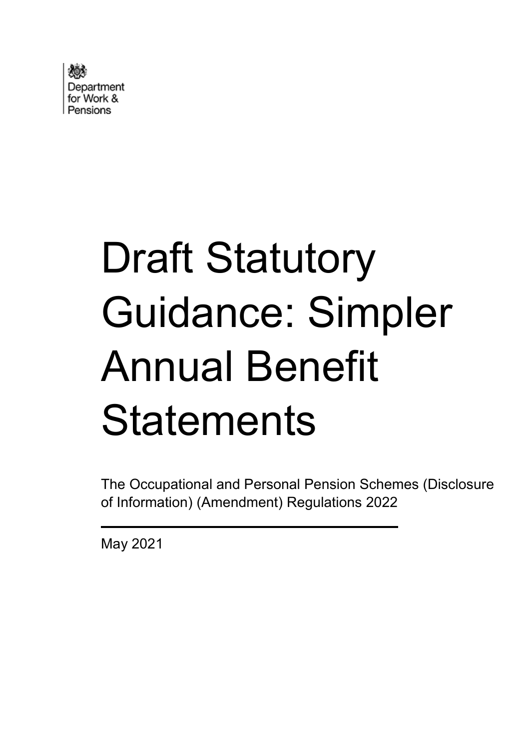Department for Work & Pensions

# Draft Statutory Guidance: Simpler Annual Benefit Statements

The Occupational and Personal Pension Schemes (Disclosure of Information) (Amendment) Regulations 2022

May 2021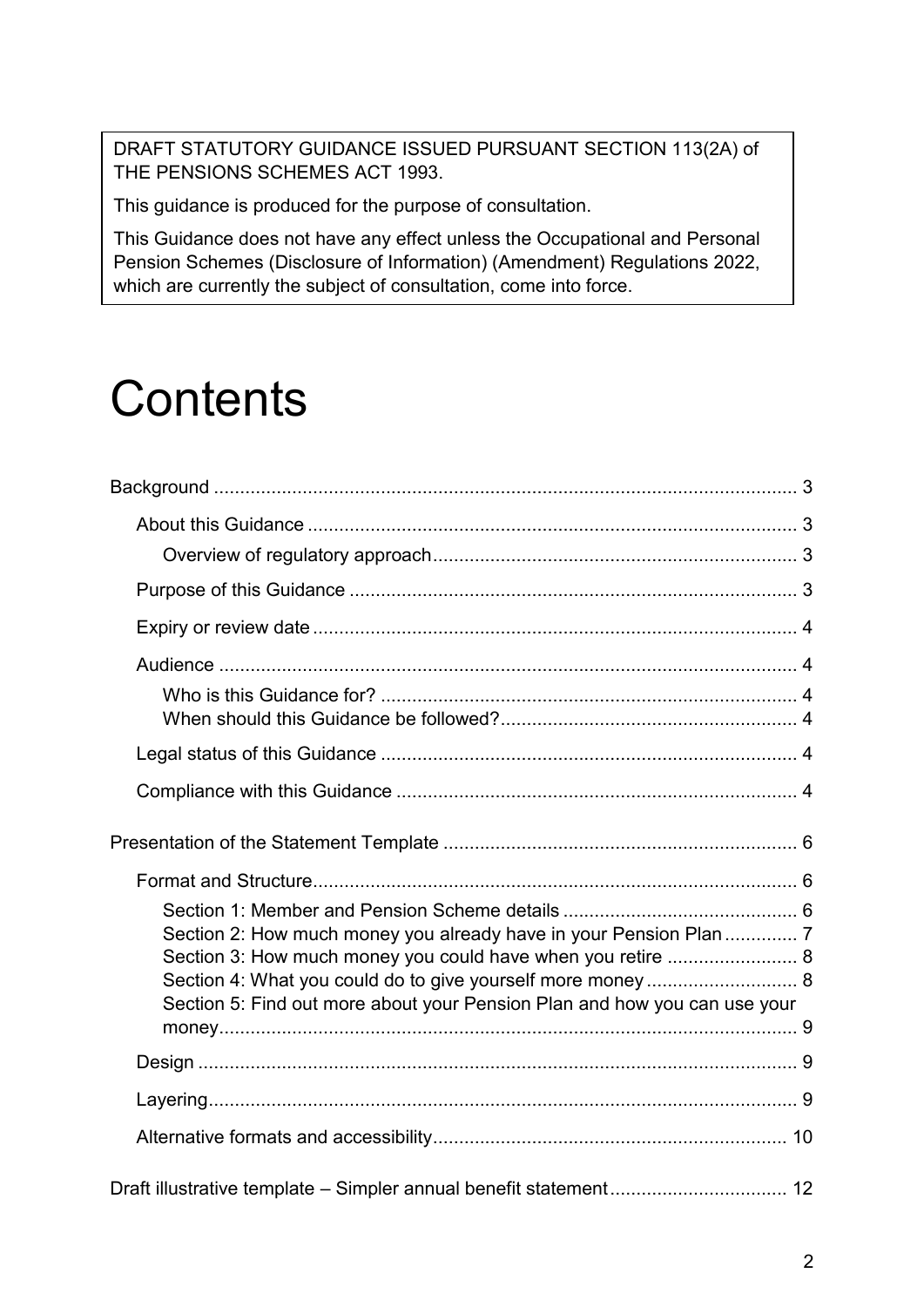DRAFT STATUTORY GUIDANCE ISSUED PURSUANT SECTION 113(2A) of THE PENSIONS SCHEMES ACT 1993.

This guidance is produced for the purpose of consultation.

This Guidance does not have any effect unless the Occupational and Personal Pension Schemes (Disclosure of Information) (Amendment) Regulations 2022, which are currently the subject of consultation, come into force.

# Contents

- Background ..... 3
  - About this Guidance ..... 3
    - Overview of regulatory approach ..... 3
  - Purpose of this Guidance ..... 3
  - Expiry or review date ..... 4
  - Audience ..... 4
    - Who is this Guidance for? ..... 4
    - When should this Guidance be followed? ..... 4
  - Legal status of this Guidance ..... 4
  - Compliance with this Guidance ..... 4
- Presentation of the Statement Template ..... 6
  - Format and Structure ..... 6
    - Section 1: Member and Pension Scheme details ..... 6
    - Section 2: How much money you already have in your Pension Plan ..... 7
    - Section 3: How much money you could have when you retire ..... 8
    - Section 4: What you could do to give yourself more money ..... 8
    - Section 5: Find out more about your Pension Plan and how you can use your money ..... 9
  - Design ..... 9
  - Layering ..... 9
  - Alternative formats and accessibility ..... 10
- Draft illustrative template – Simpler annual benefit statement ..... 12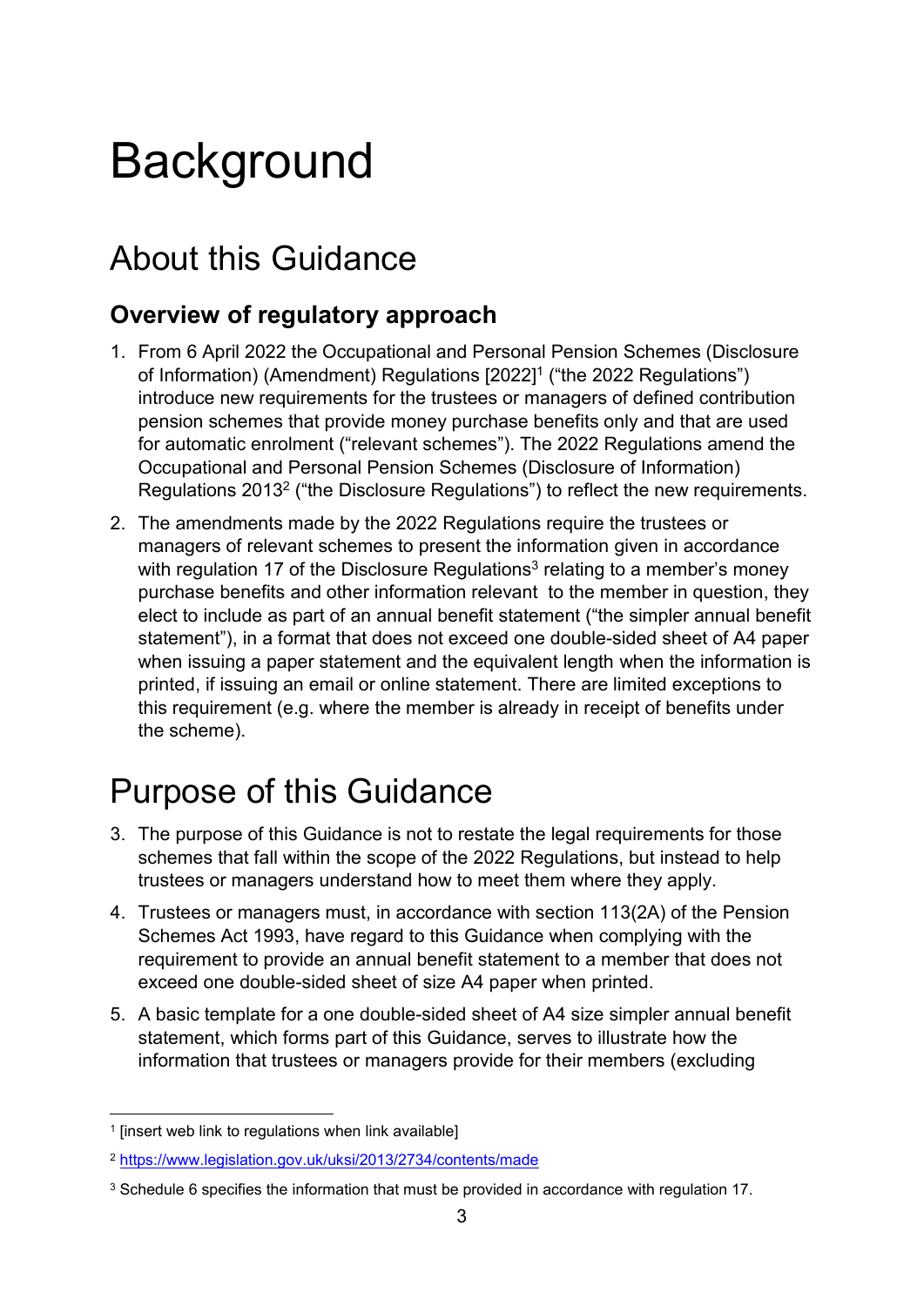# Background

## About this Guidance

### Overview of regulatory approach

1. From 6 April 2022 the Occupational and Personal Pension Schemes (Disclosure of Information) (Amendment) Regulations [2022][1] ("the 2022 Regulations") introduce new requirements for the trustees or managers of defined contribution pension schemes that provide money purchase benefits only and that are used for automatic enrolment ("relevant schemes"). The 2022 Regulations amend the Occupational and Personal Pension Schemes (Disclosure of Information) Regulations 2013[2] ("the Disclosure Regulations") to reflect the new requirements.

2. The amendments made by the 2022 Regulations require the trustees or managers of relevant schemes to present the information given in accordance with regulation 17 of the Disclosure Regulations[3] relating to a member's money purchase benefits and other information relevant to the member in question, they elect to include as part of an annual benefit statement ("the simpler annual benefit statement"), in a format that does not exceed one double-sided sheet of A4 paper when issuing a paper statement and the equivalent length when the information is printed, if issuing an email or online statement. There are limited exceptions to this requirement (e.g. where the member is already in receipt of benefits under the scheme).

## Purpose of this Guidance

3. The purpose of this Guidance is not to restate the legal requirements for those schemes that fall within the scope of the 2022 Regulations, but instead to help trustees or managers understand how to meet them where they apply.

4. Trustees or managers must, in accordance with section 113(2A) of the Pension Schemes Act 1993, have regard to this Guidance when complying with the requirement to provide an annual benefit statement to a member that does not exceed one double-sided sheet of size A4 paper when printed.

5. A basic template for a one double-sided sheet of A4 size simpler annual benefit statement, which forms part of this Guidance, serves to illustrate how the information that trustees or managers provide for their members (excluding

[1] [insert web link to regulations when link available]

[2] https://www.legislation.gov.uk/uksi/2013/2734/contents/made

[3] Schedule 6 specifies the information that must be provided in accordance with regulation 17.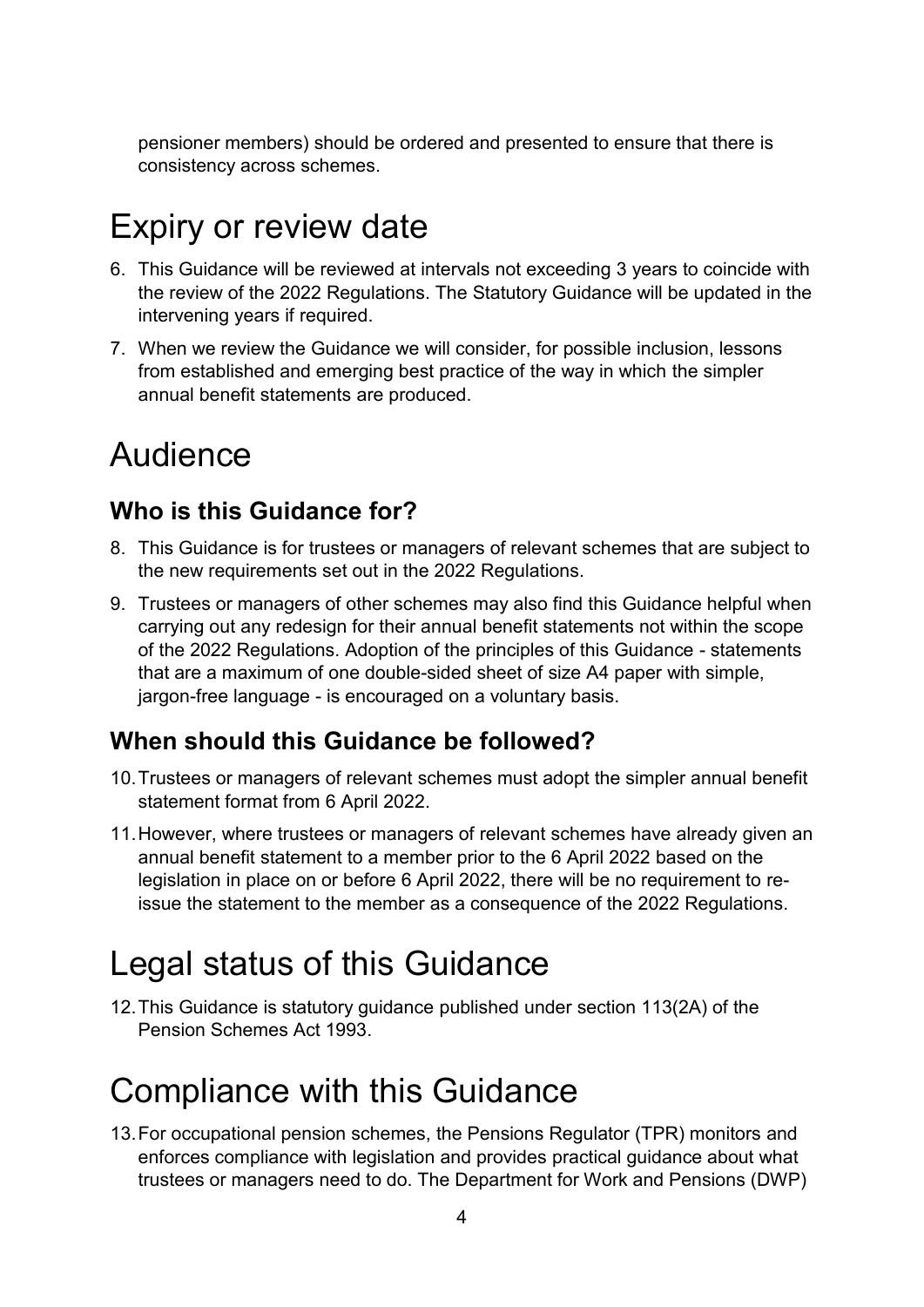pensioner members) should be ordered and presented to ensure that there is consistency across schemes.

# Expiry or review date

6. This Guidance will be reviewed at intervals not exceeding 3 years to coincide with the review of the 2022 Regulations. The Statutory Guidance will be updated in the intervening years if required.
7. When we review the Guidance we will consider, for possible inclusion, lessons from established and emerging best practice of the way in which the simpler annual benefit statements are produced.

# Audience

## Who is this Guidance for?

8. This Guidance is for trustees or managers of relevant schemes that are subject to the new requirements set out in the 2022 Regulations.
9. Trustees or managers of other schemes may also find this Guidance helpful when carrying out any redesign for their annual benefit statements not within the scope of the 2022 Regulations. Adoption of the principles of this Guidance - statements that are a maximum of one double-sided sheet of size A4 paper with simple, jargon-free language - is encouraged on a voluntary basis.

## When should this Guidance be followed?

10. Trustees or managers of relevant schemes must adopt the simpler annual benefit statement format from 6 April 2022.
11. However, where trustees or managers of relevant schemes have already given an annual benefit statement to a member prior to the 6 April 2022 based on the legislation in place on or before 6 April 2022, there will be no requirement to re-issue the statement to the member as a consequence of the 2022 Regulations.

# Legal status of this Guidance

12. This Guidance is statutory guidance published under section 113(2A) of the Pension Schemes Act 1993.

# Compliance with this Guidance

13. For occupational pension schemes, the Pensions Regulator (TPR) monitors and enforces compliance with legislation and provides practical guidance about what trustees or managers need to do. The Department for Work and Pensions (DWP)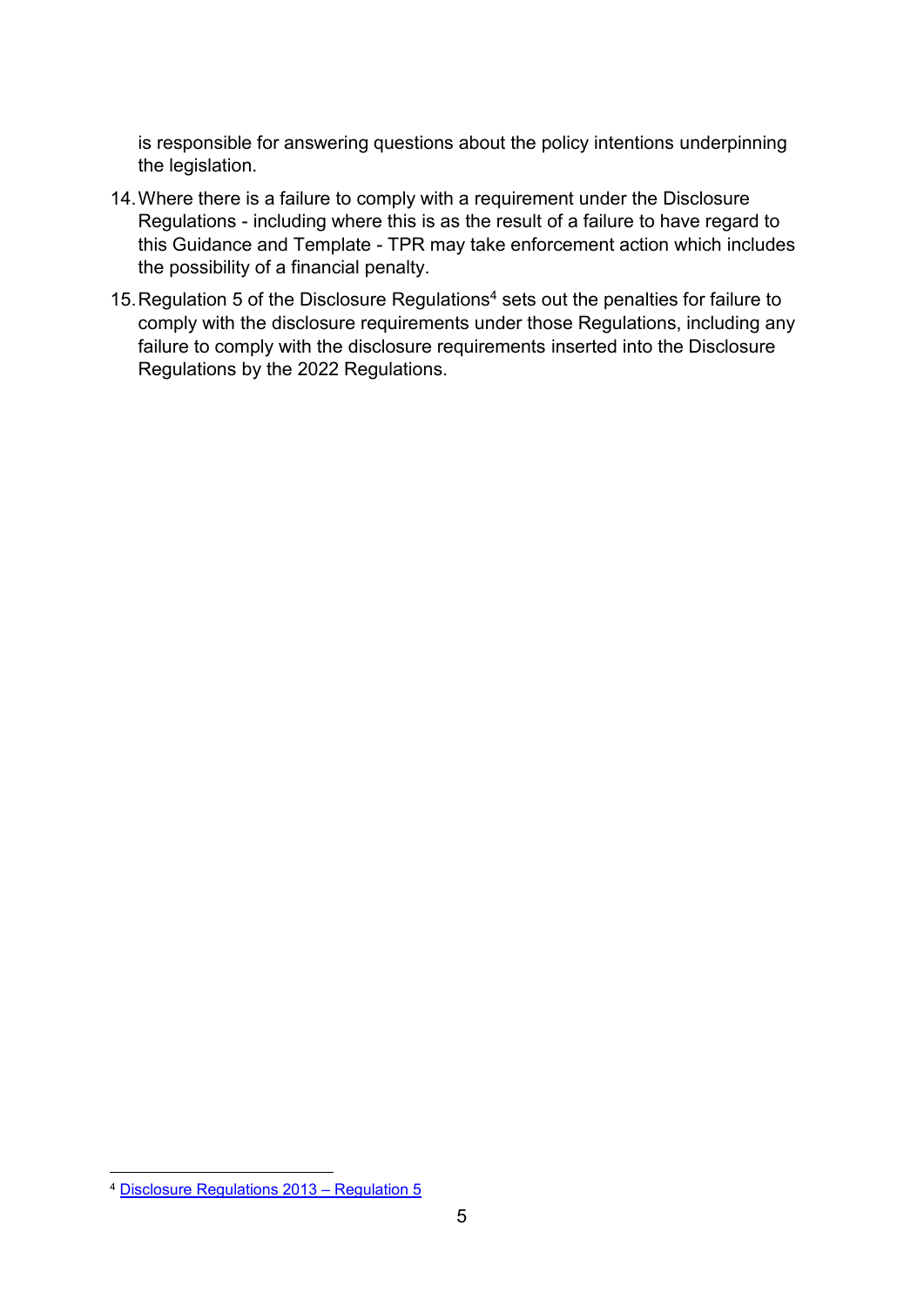is responsible for answering questions about the policy intentions underpinning the legislation.

14. Where there is a failure to comply with a requirement under the Disclosure Regulations - including where this is as the result of a failure to have regard to this Guidance and Template - TPR may take enforcement action which includes the possibility of a financial penalty.

15. Regulation 5 of the Disclosure Regulations[4] sets out the penalties for failure to comply with the disclosure requirements under those Regulations, including any failure to comply with the disclosure requirements inserted into the Disclosure Regulations by the 2022 Regulations.

[4] Disclosure Regulations 2013 – Regulation 5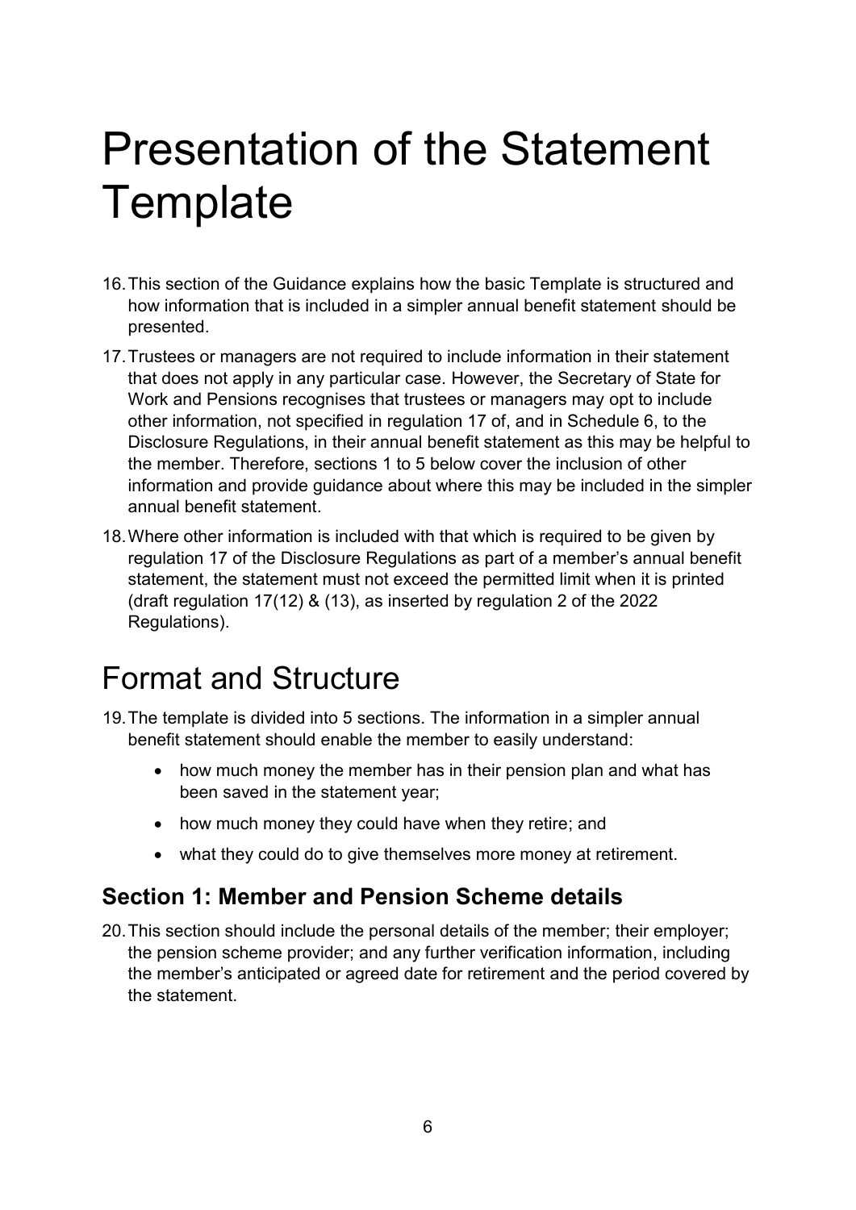# Presentation of the Statement Template

16. This section of the Guidance explains how the basic Template is structured and how information that is included in a simpler annual benefit statement should be presented.

17. Trustees or managers are not required to include information in their statement that does not apply in any particular case. However, the Secretary of State for Work and Pensions recognises that trustees or managers may opt to include other information, not specified in regulation 17 of, and in Schedule 6, to the Disclosure Regulations, in their annual benefit statement as this may be helpful to the member. Therefore, sections 1 to 5 below cover the inclusion of other information and provide guidance about where this may be included in the simpler annual benefit statement.

18. Where other information is included with that which is required to be given by regulation 17 of the Disclosure Regulations as part of a member's annual benefit statement, the statement must not exceed the permitted limit when it is printed (draft regulation 17(12) & (13), as inserted by regulation 2 of the 2022 Regulations).

## Format and Structure

19. The template is divided into 5 sections. The information in a simpler annual benefit statement should enable the member to easily understand:

    - how much money the member has in their pension plan and what has been saved in the statement year;
    - how much money they could have when they retire; and
    - what they could do to give themselves more money at retirement.

### Section 1: Member and Pension Scheme details

20. This section should include the personal details of the member; their employer; the pension scheme provider; and any further verification information, including the member's anticipated or agreed date for retirement and the period covered by the statement.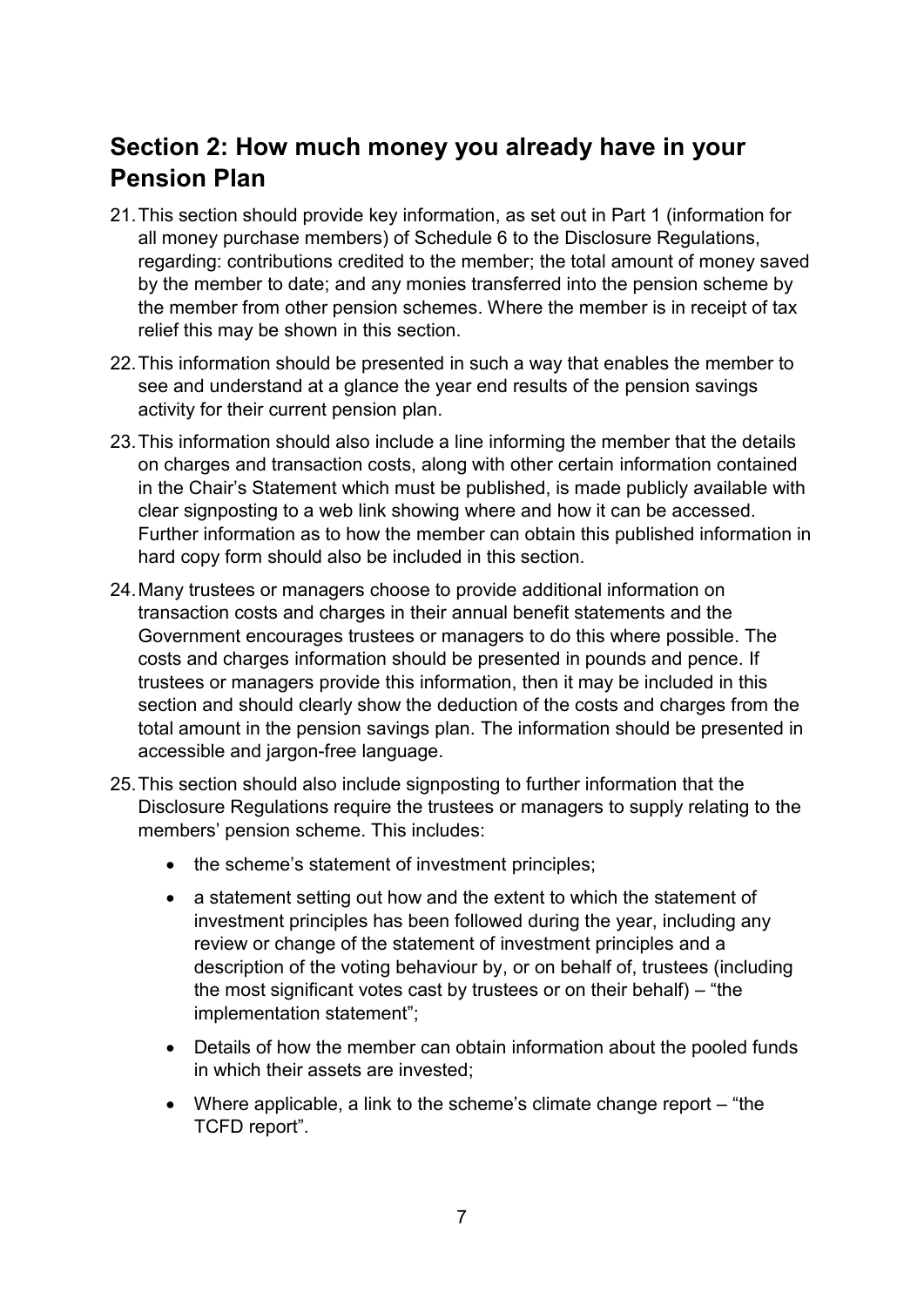## Section 2: How much money you already have in your Pension Plan

21. This section should provide key information, as set out in Part 1 (information for all money purchase members) of Schedule 6 to the Disclosure Regulations, regarding: contributions credited to the member; the total amount of money saved by the member to date; and any monies transferred into the pension scheme by the member from other pension schemes. Where the member is in receipt of tax relief this may be shown in this section.

22. This information should be presented in such a way that enables the member to see and understand at a glance the year end results of the pension savings activity for their current pension plan.

23. This information should also include a line informing the member that the details on charges and transaction costs, along with other certain information contained in the Chair's Statement which must be published, is made publicly available with clear signposting to a web link showing where and how it can be accessed. Further information as to how the member can obtain this published information in hard copy form should also be included in this section.

24. Many trustees or managers choose to provide additional information on transaction costs and charges in their annual benefit statements and the Government encourages trustees or managers to do this where possible. The costs and charges information should be presented in pounds and pence. If trustees or managers provide this information, then it may be included in this section and should clearly show the deduction of the costs and charges from the total amount in the pension savings plan. The information should be presented in accessible and jargon-free language.

25. This section should also include signposting to further information that the Disclosure Regulations require the trustees or managers to supply relating to the members' pension scheme. This includes:

    - the scheme's statement of investment principles;
    - a statement setting out how and the extent to which the statement of investment principles has been followed during the year, including any review or change of the statement of investment principles and a description of the voting behaviour by, or on behalf of, trustees (including the most significant votes cast by trustees or on their behalf) – "the implementation statement";
    - Details of how the member can obtain information about the pooled funds in which their assets are invested;
    - Where applicable, a link to the scheme's climate change report – "the TCFD report".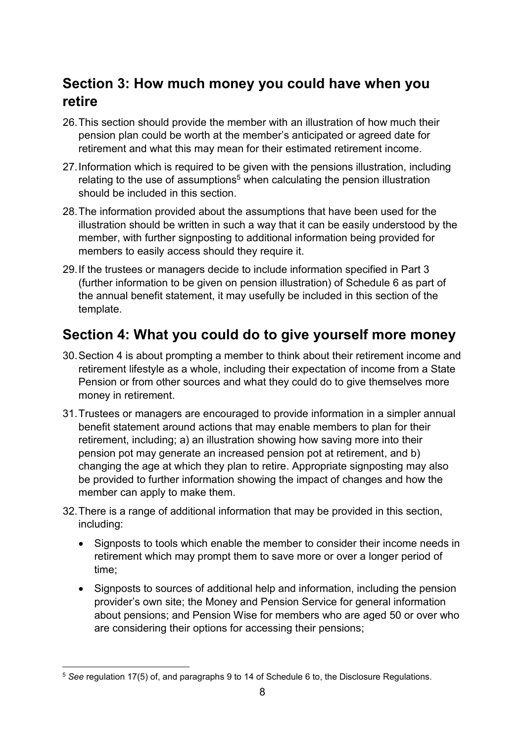## Section 3: How much money you could have when you retire

26. This section should provide the member with an illustration of how much their pension plan could be worth at the member's anticipated or agreed date for retirement and what this may mean for their estimated retirement income.

27. Information which is required to be given with the pensions illustration, including relating to the use of assumptions[5] when calculating the pension illustration should be included in this section.

28. The information provided about the assumptions that have been used for the illustration should be written in such a way that it can be easily understood by the member, with further signposting to additional information being provided for members to easily access should they require it.

29. If the trustees or managers decide to include information specified in Part 3 (further information to be given on pension illustration) of Schedule 6 as part of the annual benefit statement, it may usefully be included in this section of the template.

## Section 4: What you could do to give yourself more money

30. Section 4 is about prompting a member to think about their retirement income and retirement lifestyle as a whole, including their expectation of income from a State Pension or from other sources and what they could do to give themselves more money in retirement.

31. Trustees or managers are encouraged to provide information in a simpler annual benefit statement around actions that may enable members to plan for their retirement, including; a) an illustration showing how saving more into their pension pot may generate an increased pension pot at retirement, and b) changing the age at which they plan to retire. Appropriate signposting may also be provided to further information showing the impact of changes and how the member can apply to make them.

32. There is a range of additional information that may be provided in this section, including:

    - Signposts to tools which enable the member to consider their income needs in retirement which may prompt them to save more or over a longer period of time;

    - Signposts to sources of additional help and information, including the pension provider's own site; the Money and Pension Service for general information about pensions; and Pension Wise for members who are aged 50 or over who are considering their options for accessing their pensions;

[5] *See* regulation 17(5) of, and paragraphs 9 to 14 of Schedule 6 to, the Disclosure Regulations.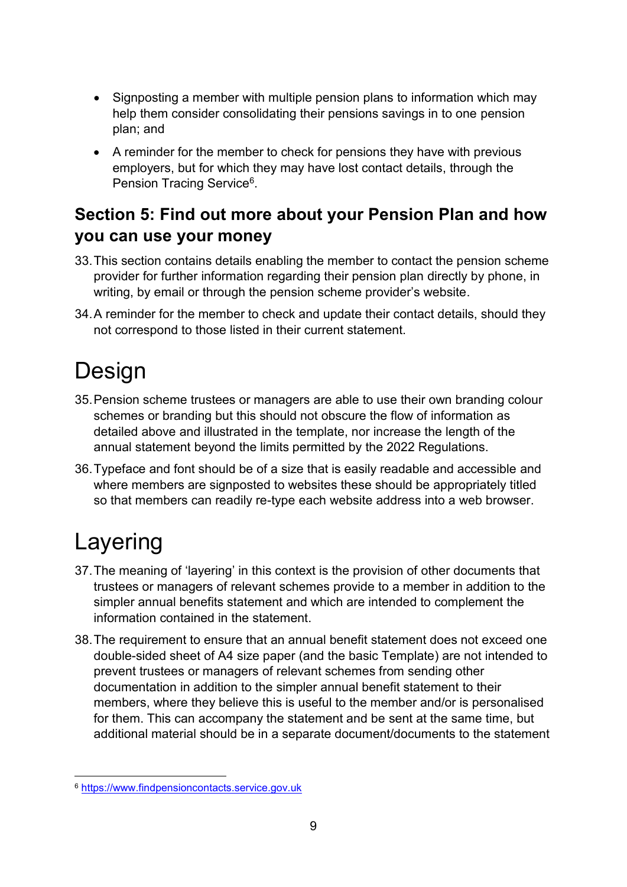- Signposting a member with multiple pension plans to information which may help them consider consolidating their pensions savings in to one pension plan; and
- A reminder for the member to check for pensions they have with previous employers, but for which they may have lost contact details, through the Pension Tracing Service[6].

## Section 5: Find out more about your Pension Plan and how you can use your money

33. This section contains details enabling the member to contact the pension scheme provider for further information regarding their pension plan directly by phone, in writing, by email or through the pension scheme provider's website.
34. A reminder for the member to check and update their contact details, should they not correspond to those listed in their current statement.

# Design

35. Pension scheme trustees or managers are able to use their own branding colour schemes or branding but this should not obscure the flow of information as detailed above and illustrated in the template, nor increase the length of the annual statement beyond the limits permitted by the 2022 Regulations.
36. Typeface and font should be of a size that is easily readable and accessible and where members are signposted to websites these should be appropriately titled so that members can readily re-type each website address into a web browser.

# Layering

37. The meaning of 'layering' in this context is the provision of other documents that trustees or managers of relevant schemes provide to a member in addition to the simpler annual benefits statement and which are intended to complement the information contained in the statement.
38. The requirement to ensure that an annual benefit statement does not exceed one double-sided sheet of A4 size paper (and the basic Template) are not intended to prevent trustees or managers of relevant schemes from sending other documentation in addition to the simpler annual benefit statement to their members, where they believe this is useful to the member and/or is personalised for them. This can accompany the statement and be sent at the same time, but additional material should be in a separate document/documents to the statement

[6] https://www.findpensioncontacts.service.gov.uk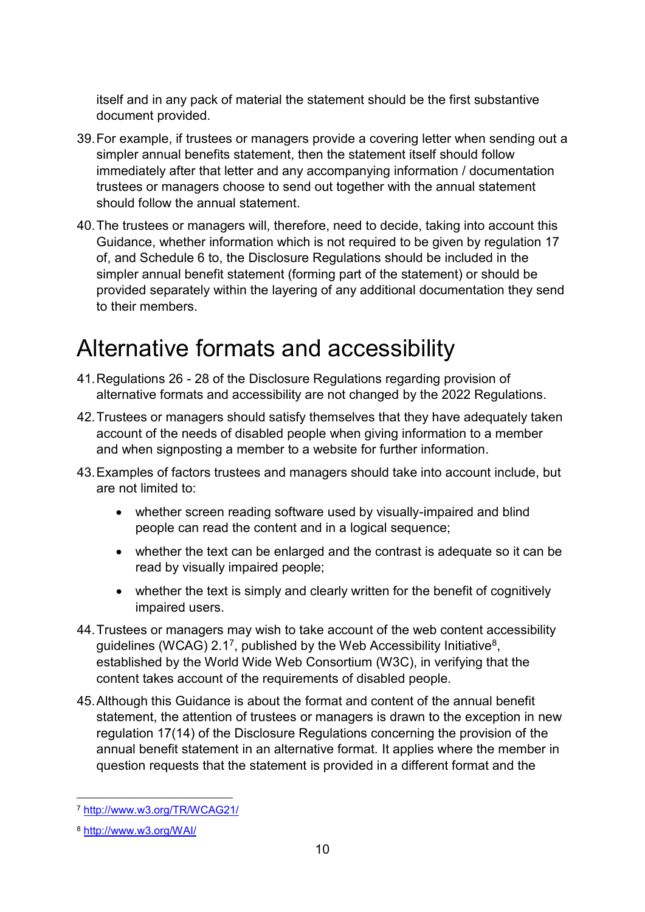itself and in any pack of material the statement should be the first substantive document provided.

39. For example, if trustees or managers provide a covering letter when sending out a simpler annual benefits statement, then the statement itself should follow immediately after that letter and any accompanying information / documentation trustees or managers choose to send out together with the annual statement should follow the annual statement.

40. The trustees or managers will, therefore, need to decide, taking into account this Guidance, whether information which is not required to be given by regulation 17 of, and Schedule 6 to, the Disclosure Regulations should be included in the simpler annual benefit statement (forming part of the statement) or should be provided separately within the layering of any additional documentation they send to their members.

# Alternative formats and accessibility

41. Regulations 26 - 28 of the Disclosure Regulations regarding provision of alternative formats and accessibility are not changed by the 2022 Regulations.

42. Trustees or managers should satisfy themselves that they have adequately taken account of the needs of disabled people when giving information to a member and when signposting a member to a website for further information.

43. Examples of factors trustees and managers should take into account include, but are not limited to:

    - whether screen reading software used by visually-impaired and blind people can read the content and in a logical sequence;
    - whether the text can be enlarged and the contrast is adequate so it can be read by visually impaired people;
    - whether the text is simply and clearly written for the benefit of cognitively impaired users.

44. Trustees or managers may wish to take account of the web content accessibility guidelines (WCAG) 2.1[7], published by the Web Accessibility Initiative[8], established by the World Wide Web Consortium (W3C), in verifying that the content takes account of the requirements of disabled people.

45. Although this Guidance is about the format and content of the annual benefit statement, the attention of trustees or managers is drawn to the exception in new regulation 17(14) of the Disclosure Regulations concerning the provision of the annual benefit statement in an alternative format. It applies where the member in question requests that the statement is provided in a different format and the

[7] http://www.w3.org/TR/WCAG21/

[8] http://www.w3.org/WAI/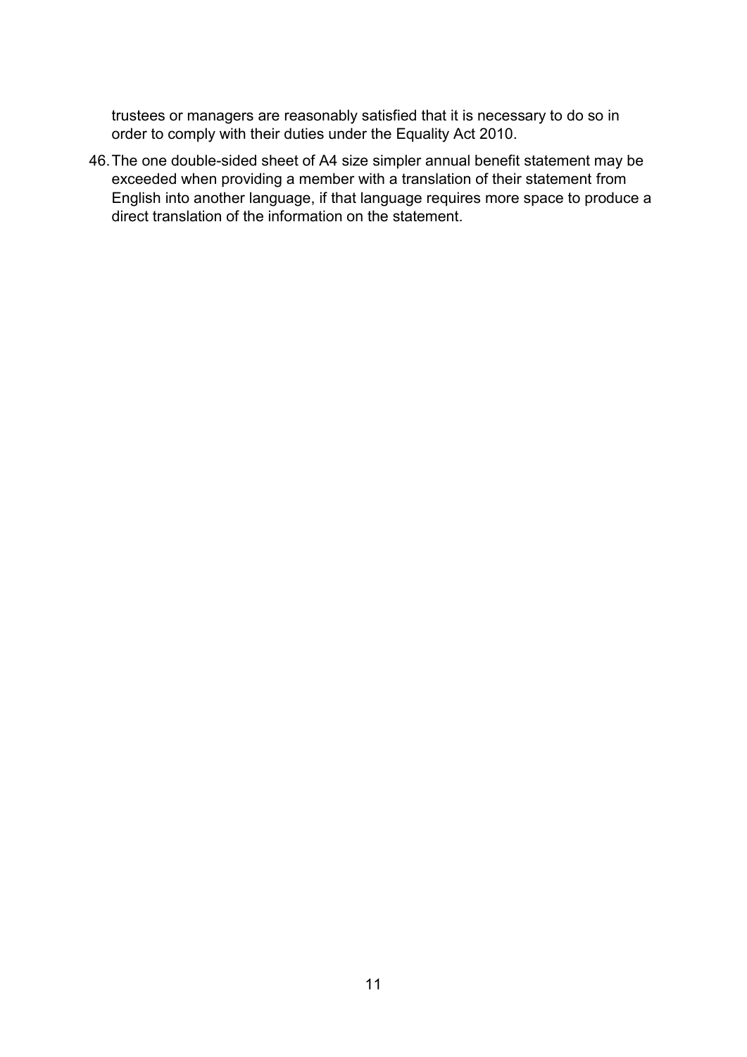trustees or managers are reasonably satisfied that it is necessary to do so in order to comply with their duties under the Equality Act 2010.

46. The one double-sided sheet of A4 size simpler annual benefit statement may be exceeded when providing a member with a translation of their statement from English into another language, if that language requires more space to produce a direct translation of the information on the statement.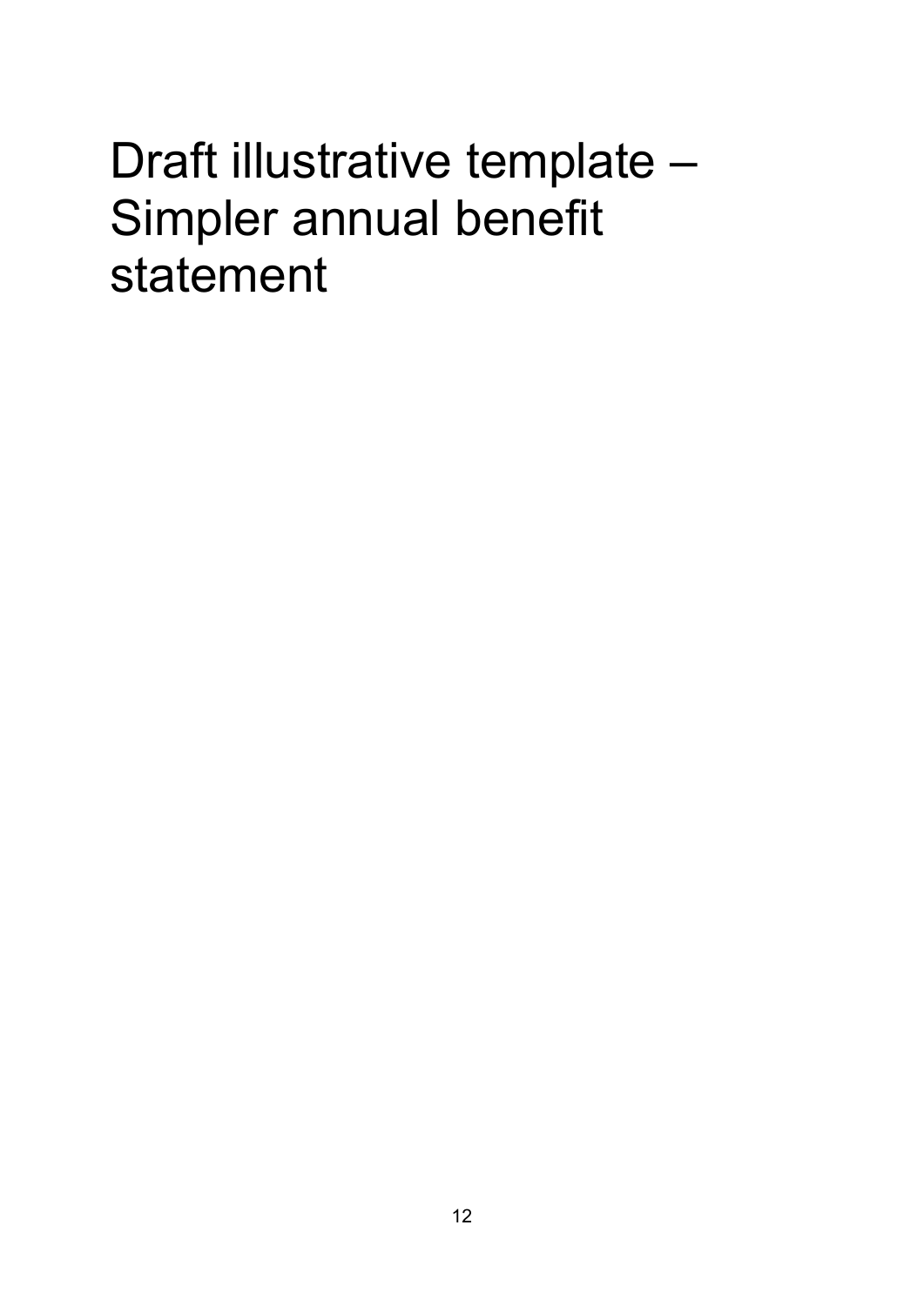# Draft illustrative template – Simpler annual benefit statement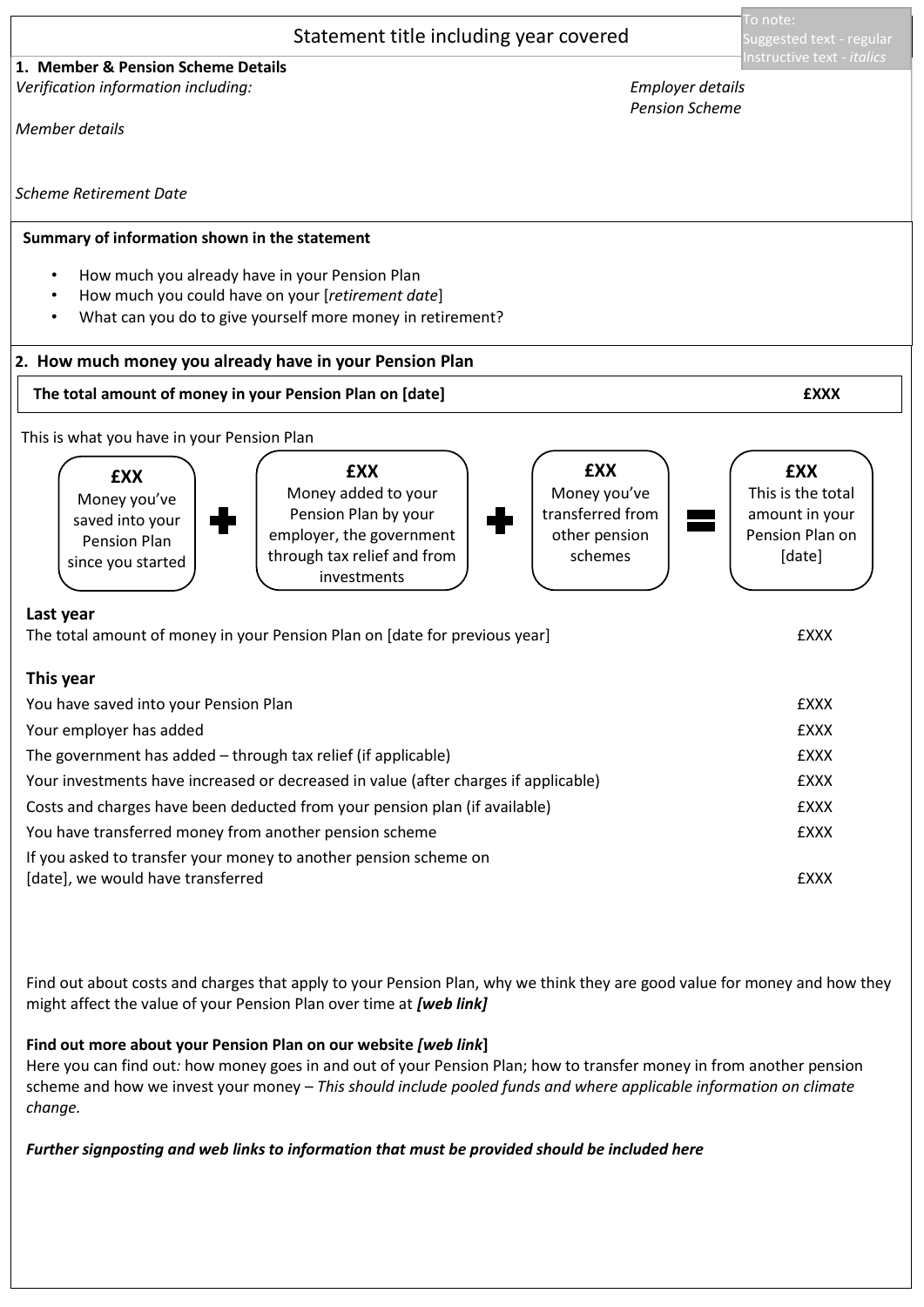# Statement title including year covered

To note:
Suggested text - regular
Instructive text - *italics*

## 1. Member & Pension Scheme Details

*Verification information including:*

*Employer details*
*Pension Scheme*

*Member details*

*Scheme Retirement Date*

**Summary of information shown in the statement**

- How much you already have in your Pension Plan
- How much you could have on your [*retirement date*]
- What can you do to give yourself more money in retirement?

## 2. How much money you already have in your Pension Plan

| | |
|---|---|
| **The total amount of money in your Pension Plan on [date]** | **£XXX** |

This is what you have in your Pension Plan

**£XX** Money you've saved into your Pension Plan since you started **+** **£XX** Money added to your Pension Plan by your employer, the government through tax relief and from investments **+** **£XX** Money you've transferred from other pension schemes **=** **£XX** This is the total amount in your Pension Plan on [date]

**Last year**

| | |
|---|---|
| The total amount of money in your Pension Plan on [date for previous year] | £XXX |

**This year**

| | |
|---|---|
| You have saved into your Pension Plan | £XXX |
| Your employer has added | £XXX |
| The government has added – through tax relief (if applicable) | £XXX |
| Your investments have increased or decreased in value (after charges if applicable) | £XXX |
| Costs and charges have been deducted from your pension plan (if available) | £XXX |
| You have transferred money from another pension scheme | £XXX |
| If you asked to transfer your money to another pension scheme on [date], we would have transferred | £XXX |

Find out about costs and charges that apply to your Pension Plan, why we think they are good value for money and how they might affect the value of your Pension Plan over time at ***[web link]***

**Find out more about your Pension Plan on our website *[web link*]**

Here you can find out*:* how money goes in and out of your Pension Plan; how to transfer money in from another pension scheme and how we invest your money – *This should include pooled funds and where applicable information on climate change.*

***Further signposting and web links to information that must be provided should be included here***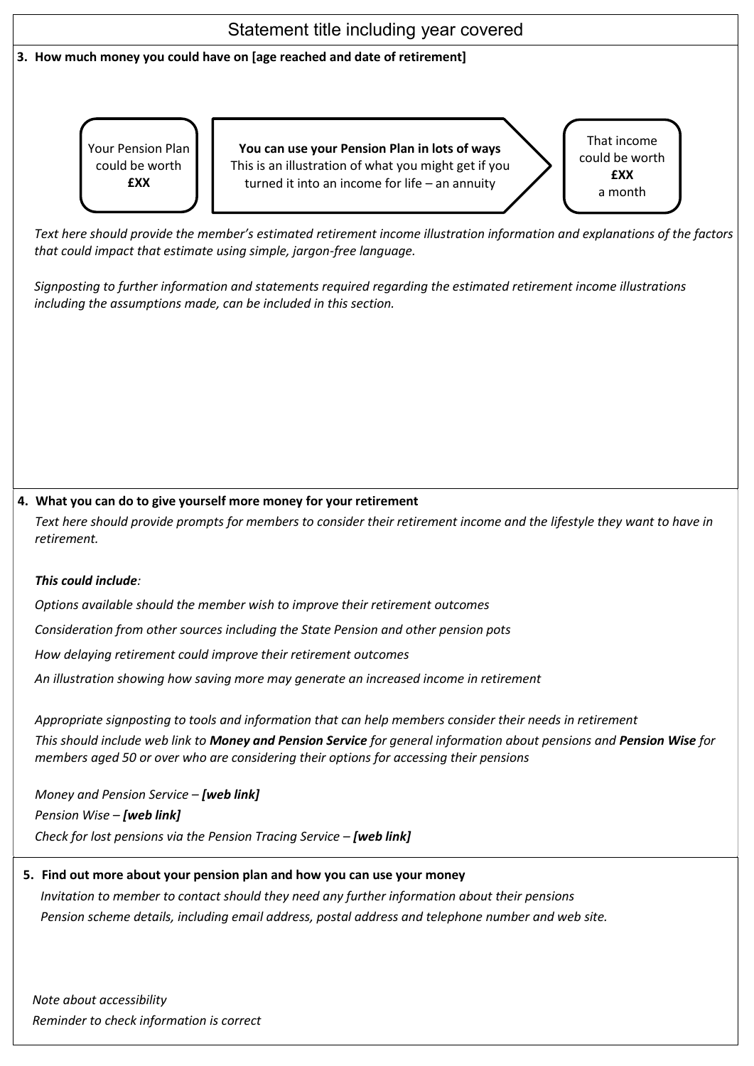Statement title including year covered

**3. How much money you could have on [age reached and date of retirement]**

Your Pension Plan could be worth **£XX**

**You can use your Pension Plan in lots of ways**
This is an illustration of what you might get if you turned it into an income for life – an annuity

That income could be worth **£XX** a month

*Text here should provide the member's estimated retirement income illustration information and explanations of the factors that could impact that estimate using simple, jargon-free language.*

*Signposting to further information and statements required regarding the estimated retirement income illustrations including the assumptions made, can be included in this section.*

**4. What you can do to give yourself more money for your retirement**

*Text here should provide prompts for members to consider their retirement income and the lifestyle they want to have in retirement.*

***This could include**:*

*Options available should the member wish to improve their retirement outcomes*

*Consideration from other sources including the State Pension and other pension pots*

*How delaying retirement could improve their retirement outcomes*

*An illustration showing how saving more may generate an increased income in retirement*

*Appropriate signposting to tools and information that can help members consider their needs in retirement*
*This should include web link to **Money and Pension Service** for general information about pensions and **Pension Wise** for members aged 50 or over who are considering their options for accessing their pensions*

*Money and Pension Service – **[web link]***
*Pension Wise – **[web link]***
*Check for lost pensions via the Pension Tracing Service – **[web link]***

**5. Find out more about your pension plan and how you can use your money**

*Invitation to member to contact should they need any further information about their pensions*
*Pension scheme details, including email address, postal address and telephone number and web site.*

*Note about accessibility*
*Reminder to check information is correct*